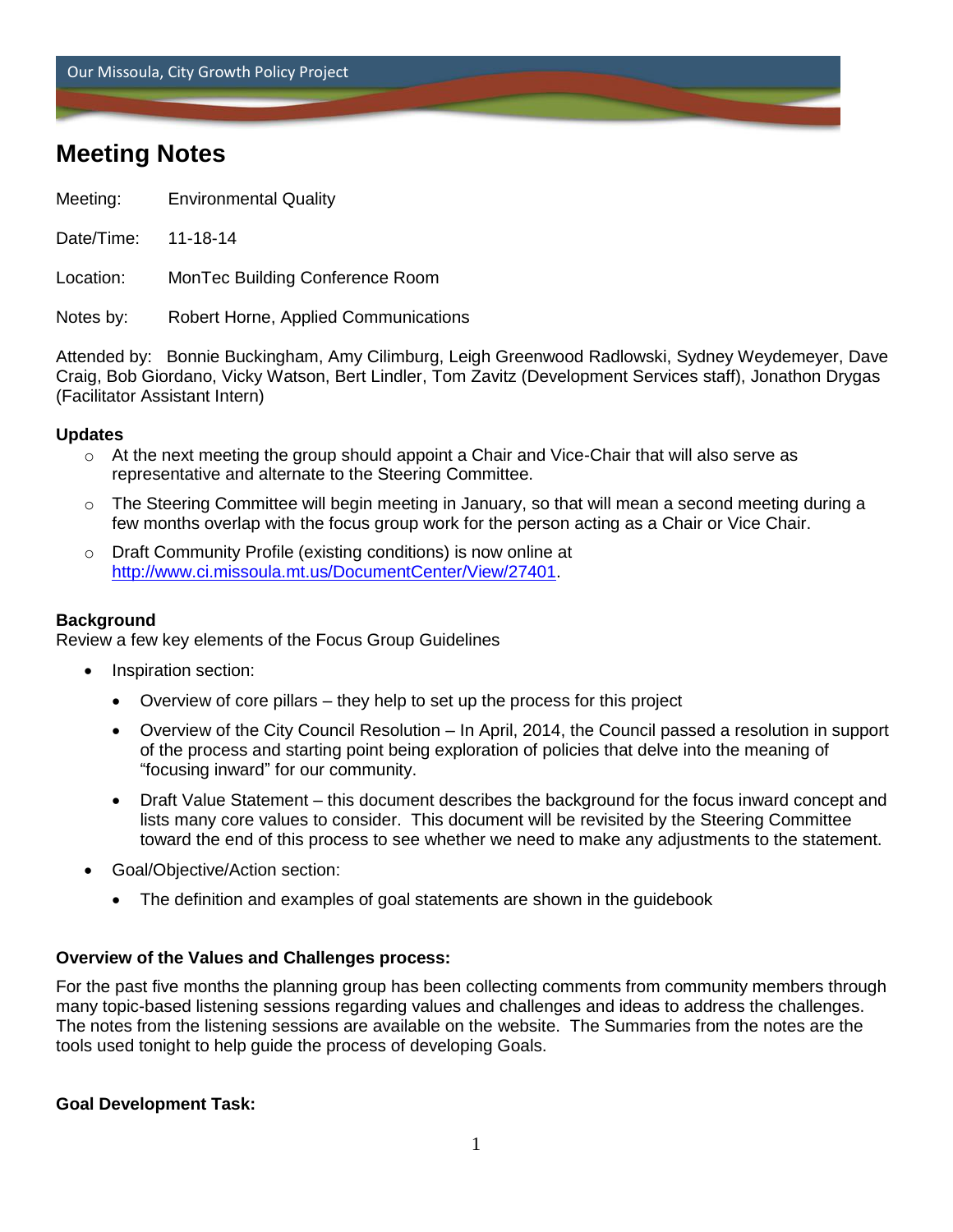Our Missoula, City Growth Policy Project

# Meeting Notes

Meeting: Environmental Quality

Date/Time: 11-18-14

Location: MonTec Building Conference Room

Notes by: Robert Horne, Applied Communications

Attended by: Bonnie Buckingham, Amy Cilimburg, Leigh Greenwood Radlowski, Sydney Weydemeyer, Dave Craig, Bob Giordano, Vicky Watson, Bert Lindler, Tom Zavitz (Development Services staff), Jonathon Drygas (Facilitator Assistant Intern)

**Updates**

- At the next meeting the group should appoint a Chair and Vice-Chair that will also serve as representative and alternate to the Steering Committee.
- The Steering Committee will begin meeting in January, so that will mean a second meeting during a few months overlap with the focus group work for the person acting as a Chair or Vice Chair.
- Draft Community Profile (existing conditions) is now online at http://www.ci.missoula.mt.us/DocumentCenter/View/27401.

**Background**

Review a few key elements of the Focus Group Guidelines

- Inspiration section:
  - Overview of core pillars – they help to set up the process for this project
  - Overview of the City Council Resolution – In April, 2014, the Council passed a resolution in support of the process and starting point being exploration of policies that delve into the meaning of "focusing inward" for our community.
  - Draft Value Statement – this document describes the background for the focus inward concept and lists many core values to consider. This document will be revisited by the Steering Committee toward the end of this process to see whether we need to make any adjustments to the statement.
- Goal/Objective/Action section:
  - The definition and examples of goal statements are shown in the guidebook

**Overview of the Values and Challenges process:**

For the past five months the planning group has been collecting comments from community members through many topic-based listening sessions regarding values and challenges and ideas to address the challenges. The notes from the listening sessions are available on the website. The Summaries from the notes are the tools used tonight to help guide the process of developing Goals.

**Goal Development Task:**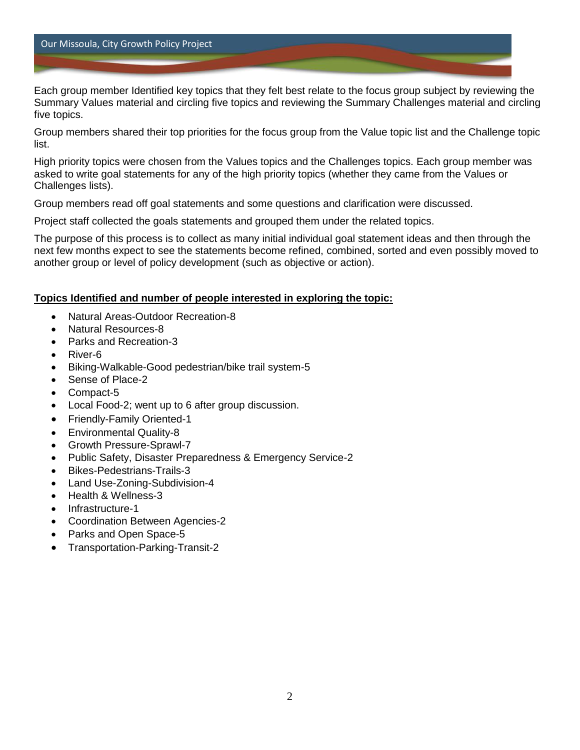Each group member Identified key topics that they felt best relate to the focus group subject by reviewing the Summary Values material and circling five topics and reviewing the Summary Challenges material and circling five topics.

Group members shared their top priorities for the focus group from the Value topic list and the Challenge topic list.

High priority topics were chosen from the Values topics and the Challenges topics. Each group member was asked to write goal statements for any of the high priority topics (whether they came from the Values or Challenges lists).

Group members read off goal statements and some questions and clarification were discussed.

Project staff collected the goals statements and grouped them under the related topics.

The purpose of this process is to collect as many initial individual goal statement ideas and then through the next few months expect to see the statements become refined, combined, sorted and even possibly moved to another group or level of policy development (such as objective or action).

**<u>Topics Identified and number of people interested in exploring the topic:</u>**

- Natural Areas-Outdoor Recreation-8
- Natural Resources-8
- Parks and Recreation-3
- River-6
- Biking-Walkable-Good pedestrian/bike trail system-5
- Sense of Place-2
- Compact-5
- Local Food-2; went up to 6 after group discussion.
- Friendly-Family Oriented-1
- Environmental Quality-8
- Growth Pressure-Sprawl-7
- Public Safety, Disaster Preparedness & Emergency Service-2
- Bikes-Pedestrians-Trails-3
- Land Use-Zoning-Subdivision-4
- Health & Wellness-3
- Infrastructure-1
- Coordination Between Agencies-2
- Parks and Open Space-5
- Transportation-Parking-Transit-2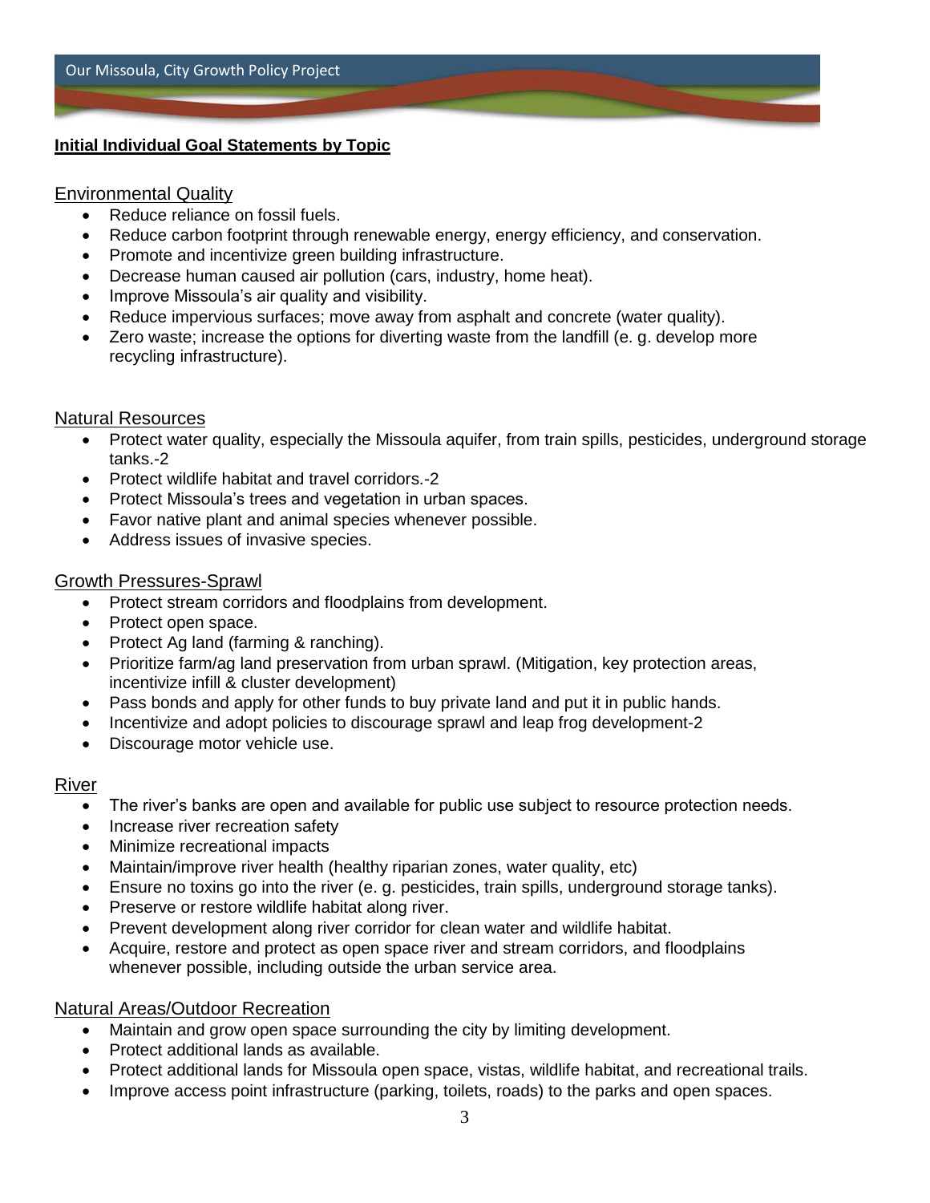## Initial Individual Goal Statements by Topic

### Environmental Quality

- Reduce reliance on fossil fuels.
- Reduce carbon footprint through renewable energy, energy efficiency, and conservation.
- Promote and incentivize green building infrastructure.
- Decrease human caused air pollution (cars, industry, home heat).
- Improve Missoula's air quality and visibility.
- Reduce impervious surfaces; move away from asphalt and concrete (water quality).
- Zero waste; increase the options for diverting waste from the landfill (e. g. develop more recycling infrastructure).

### Natural Resources

- Protect water quality, especially the Missoula aquifer, from train spills, pesticides, underground storage tanks.-2
- Protect wildlife habitat and travel corridors.-2
- Protect Missoula's trees and vegetation in urban spaces.
- Favor native plant and animal species whenever possible.
- Address issues of invasive species.

### Growth Pressures-Sprawl

- Protect stream corridors and floodplains from development.
- Protect open space.
- Protect Ag land (farming & ranching).
- Prioritize farm/ag land preservation from urban sprawl. (Mitigation, key protection areas, incentivize infill & cluster development)
- Pass bonds and apply for other funds to buy private land and put it in public hands.
- Incentivize and adopt policies to discourage sprawl and leap frog development-2
- Discourage motor vehicle use.

### River

- The river's banks are open and available for public use subject to resource protection needs.
- Increase river recreation safety
- Minimize recreational impacts
- Maintain/improve river health (healthy riparian zones, water quality, etc)
- Ensure no toxins go into the river (e. g. pesticides, train spills, underground storage tanks).
- Preserve or restore wildlife habitat along river.
- Prevent development along river corridor for clean water and wildlife habitat.
- Acquire, restore and protect as open space river and stream corridors, and floodplains whenever possible, including outside the urban service area.

### Natural Areas/Outdoor Recreation

- Maintain and grow open space surrounding the city by limiting development.
- Protect additional lands as available.
- Protect additional lands for Missoula open space, vistas, wildlife habitat, and recreational trails.
- Improve access point infrastructure (parking, toilets, roads) to the parks and open spaces.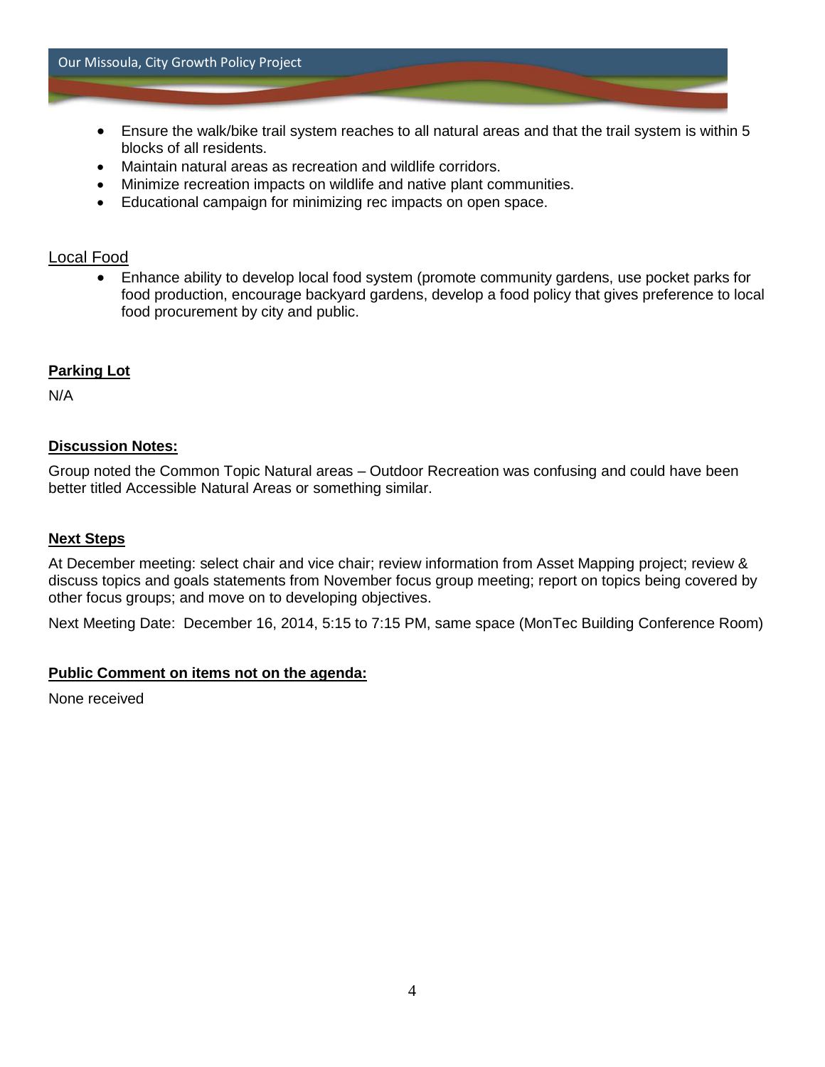- Ensure the walk/bike trail system reaches to all natural areas and that the trail system is within 5 blocks of all residents.
- Maintain natural areas as recreation and wildlife corridors.
- Minimize recreation impacts on wildlife and native plant communities.
- Educational campaign for minimizing rec impacts on open space.

Local Food

- Enhance ability to develop local food system (promote community gardens, use pocket parks for food production, encourage backyard gardens, develop a food policy that gives preference to local food procurement by city and public.

**Parking Lot**

N/A

**Discussion Notes:**

Group noted the Common Topic Natural areas – Outdoor Recreation was confusing and could have been better titled Accessible Natural Areas or something similar.

**Next Steps**

At December meeting: select chair and vice chair; review information from Asset Mapping project; review & discuss topics and goals statements from November focus group meeting; report on topics being covered by other focus groups; and move on to developing objectives.

Next Meeting Date: December 16, 2014, 5:15 to 7:15 PM, same space (MonTec Building Conference Room)

**Public Comment on items not on the agenda:**

None received